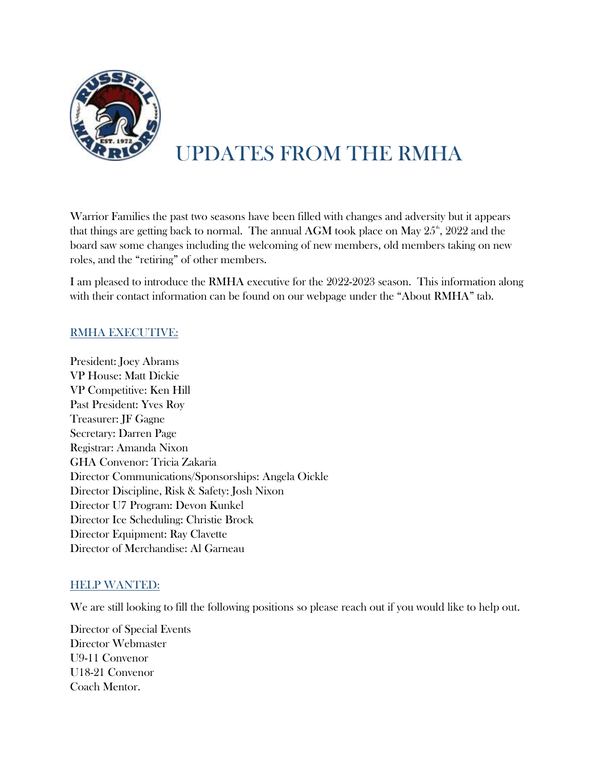# UPDATES FROM THE RMHA

Warrior Families the past two seasons have been filled with changes and adversity but it appears that things are getting back to normal. The annual AGM took place on May 25th, 2022 and the board saw some changes including the welcoming of new members, old members taking on new roles, and the "retiring" of other members.

I am pleased to introduce the RMHA executive for the 2022-2023 season. This information along with their contact information can be found on our webpage under the "About RMHA" tab.

## RMHA EXECUTIVE:

President: Joey Abrams
VP House: Matt Dickie
VP Competitive: Ken Hill
Past President: Yves Roy
Treasurer: JF Gagne
Secretary: Darren Page
Registrar: Amanda Nixon
GHA Convenor: Tricia Zakaria
Director Communications/Sponsorships: Angela Oickle
Director Discipline, Risk & Safety: Josh Nixon
Director U7 Program: Devon Kunkel
Director Ice Scheduling: Christie Brock
Director Equipment: Ray Clavette
Director of Merchandise: Al Garneau

## HELP WANTED:

We are still looking to fill the following positions so please reach out if you would like to help out.

Director of Special Events
Director Webmaster
U9-11 Convenor
U18-21 Convenor
Coach Mentor.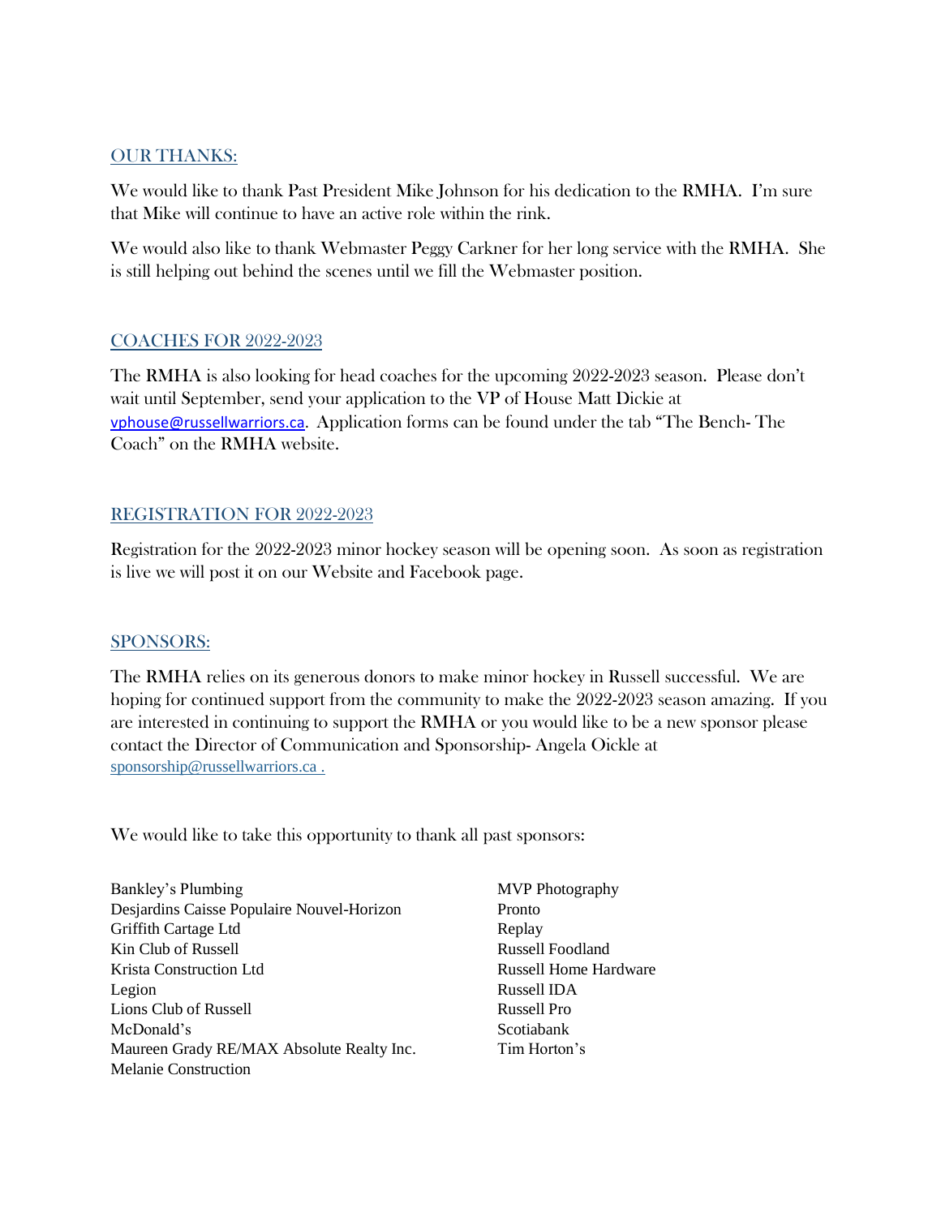## OUR THANKS:

We would like to thank Past President Mike Johnson for his dedication to the RMHA. I'm sure that Mike will continue to have an active role within the rink.

We would also like to thank Webmaster Peggy Carkner for her long service with the RMHA. She is still helping out behind the scenes until we fill the Webmaster position.

## COACHES FOR 2022-2023

The RMHA is also looking for head coaches for the upcoming 2022-2023 season. Please don't wait until September, send your application to the VP of House Matt Dickie at vphouse@russellwarriors.ca. Application forms can be found under the tab "The Bench- The Coach" on the RMHA website.

## REGISTRATION FOR 2022-2023

Registration for the 2022-2023 minor hockey season will be opening soon. As soon as registration is live we will post it on our Website and Facebook page.

## SPONSORS:

The RMHA relies on its generous donors to make minor hockey in Russell successful. We are hoping for continued support from the community to make the 2022-2023 season amazing. If you are interested in continuing to support the RMHA or you would like to be a new sponsor please contact the Director of Communication and Sponsorship- Angela Oickle at sponsorship@russellwarriors.ca .

We would like to take this opportunity to thank all past sponsors:

Bankley's Plumbing
Desjardins Caisse Populaire Nouvel-Horizon
Griffith Cartage Ltd
Kin Club of Russell
Krista Construction Ltd
Legion
Lions Club of Russell
McDonald's
Maureen Grady RE/MAX Absolute Realty Inc.
Melanie Construction
MVP Photography
Pronto
Replay
Russell Foodland
Russell Home Hardware
Russell IDA
Russell Pro
Scotiabank
Tim Horton's